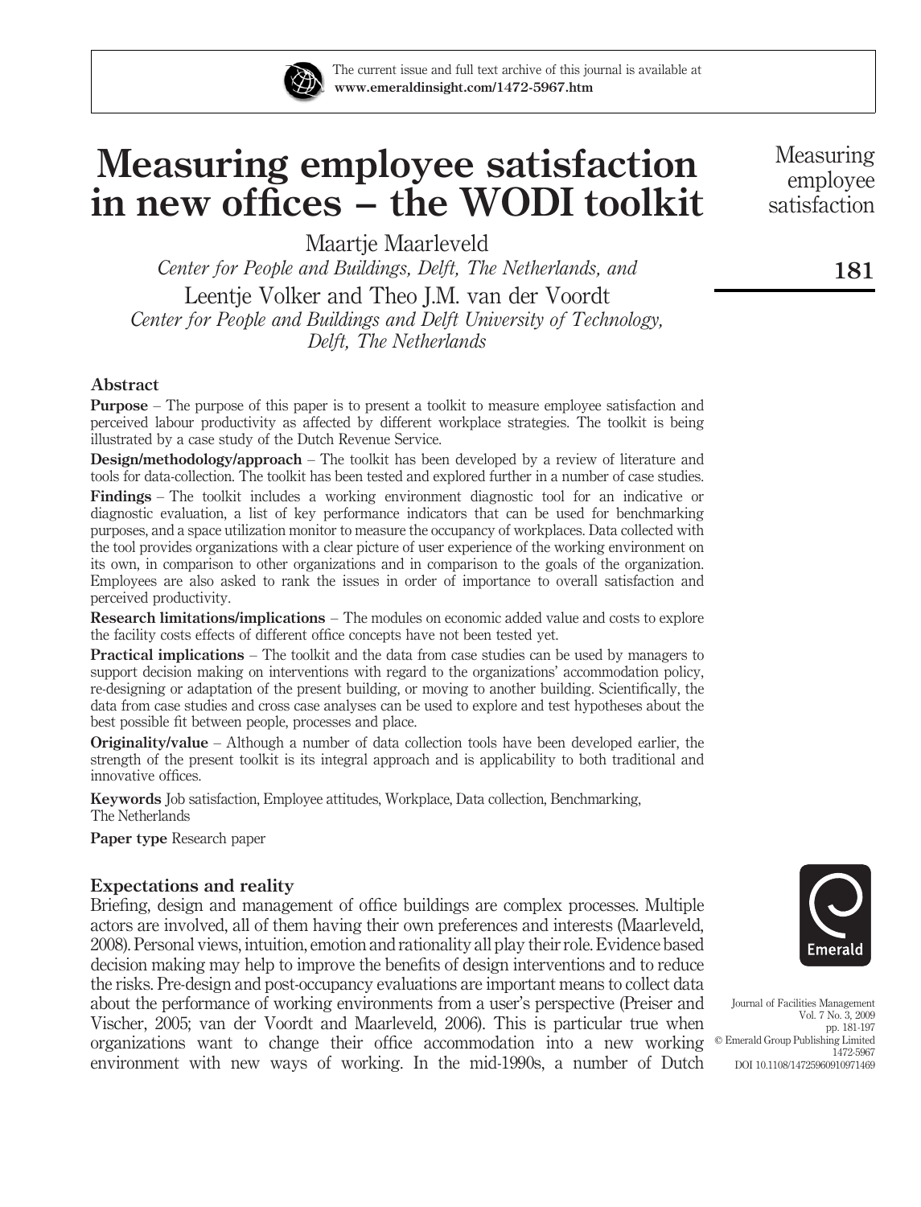The current issue and full text archive of this journal is available at **www.emeraldinsight.com/1472-5967.htm**

# Measuring employee satisfaction in new offices – the WODI toolkit

Maartje Maarleveld

*Center for People and Buildings, Delft, The Netherlands, and*

Leentje Volker and Theo J.M. van der Voordt

*Center for People and Buildings and Delft University of Technology, Delft, The Netherlands*

## Abstract

**Purpose** – The purpose of this paper is to present a toolkit to measure employee satisfaction and perceived labour productivity as affected by different workplace strategies. The toolkit is being illustrated by a case study of the Dutch Revenue Service.

**Design/methodology/approach** – The toolkit has been developed by a review of literature and tools for data-collection. The toolkit has been tested and explored further in a number of case studies.

**Findings** – The toolkit includes a working environment diagnostic tool for an indicative or diagnostic evaluation, a list of key performance indicators that can be used for benchmarking purposes, and a space utilization monitor to measure the occupancy of workplaces. Data collected with the tool provides organizations with a clear picture of user experience of the working environment on its own, in comparison to other organizations and in comparison to the goals of the organization. Employees are also asked to rank the issues in order of importance to overall satisfaction and perceived productivity.

**Research limitations/implications** – The modules on economic added value and costs to explore the facility costs effects of different office concepts have not been tested yet.

**Practical implications** – The toolkit and the data from case studies can be used by managers to support decision making on interventions with regard to the organizations' accommodation policy, re-designing or adaptation of the present building, or moving to another building. Scientifically, the data from case studies and cross case analyses can be used to explore and test hypotheses about the best possible fit between people, processes and place.

**Originality/value** – Although a number of data collection tools have been developed earlier, the strength of the present toolkit is its integral approach and is applicability to both traditional and innovative offices.

**Keywords** Job satisfaction, Employee attitudes, Workplace, Data collection, Benchmarking, The Netherlands

**Paper type** Research paper

Journal of Facilities Management
Vol. 7 No. 3, 2009
pp. 181-197
© Emerald Group Publishing Limited
1472-5967
DOI 10.1108/14725960910971469

## Expectations and reality

Briefing, design and management of office buildings are complex processes. Multiple actors are involved, all of them having their own preferences and interests (Maarleveld, 2008). Personal views, intuition, emotion and rationality all play their role. Evidence based decision making may help to improve the benefits of design interventions and to reduce the risks. Pre-design and post-occupancy evaluations are important means to collect data about the performance of working environments from a user's perspective (Preiser and Vischer, 2005; van der Voordt and Maarleveld, 2006). This is particular true when organizations want to change their office accommodation into a new working environment with new ways of working. In the mid-1990s, a number of Dutch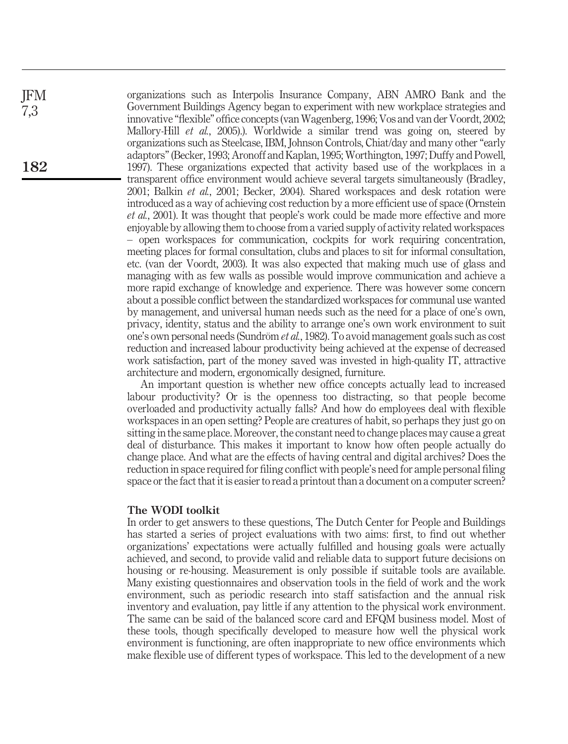organizations such as Interpolis Insurance Company, ABN AMRO Bank and the Government Buildings Agency began to experiment with new workplace strategies and innovative "flexible" office concepts (van Wagenberg, 1996; Vos and van der Voordt, 2002; Mallory-Hill *et al.*, 2005).). Worldwide a similar trend was going on, steered by organizations such as Steelcase, IBM, Johnson Controls, Chiat/day and many other "early adaptors" (Becker, 1993; Aronoff and Kaplan, 1995; Worthington, 1997; Duffy and Powell, 1997). These organizations expected that activity based use of the workplaces in a transparent office environment would achieve several targets simultaneously (Bradley, 2001; Balkin *et al.*, 2001; Becker, 2004). Shared workspaces and desk rotation were introduced as a way of achieving cost reduction by a more efficient use of space (Ornstein *et al.*, 2001). It was thought that people's work could be made more effective and more enjoyable by allowing them to choose from a varied supply of activity related workspaces – open workspaces for communication, cockpits for work requiring concentration, meeting places for formal consultation, clubs and places to sit for informal consultation, etc. (van der Voordt, 2003). It was also expected that making much use of glass and managing with as few walls as possible would improve communication and achieve a more rapid exchange of knowledge and experience. There was however some concern about a possible conflict between the standardized workspaces for communal use wanted by management, and universal human needs such as the need for a place of one's own, privacy, identity, status and the ability to arrange one's own work environment to suit one's own personal needs (Sundröm *et al.*, 1982). To avoid management goals such as cost reduction and increased labour productivity being achieved at the expense of decreased work satisfaction, part of the money saved was invested in high-quality IT, attractive architecture and modern, ergonomically designed, furniture.

An important question is whether new office concepts actually lead to increased labour productivity? Or is the openness too distracting, so that people become overloaded and productivity actually falls? And how do employees deal with flexible workspaces in an open setting? People are creatures of habit, so perhaps they just go on sitting in the same place. Moreover, the constant need to change places may cause a great deal of disturbance. This makes it important to know how often people actually do change place. And what are the effects of having central and digital archives? Does the reduction in space required for filing conflict with people's need for ample personal filing space or the fact that it is easier to read a printout than a document on a computer screen?

## The WODI toolkit

In order to get answers to these questions, The Dutch Center for People and Buildings has started a series of project evaluations with two aims: first, to find out whether organizations' expectations were actually fulfilled and housing goals were actually achieved, and second, to provide valid and reliable data to support future decisions on housing or re-housing. Measurement is only possible if suitable tools are available. Many existing questionnaires and observation tools in the field of work and the work environment, such as periodic research into staff satisfaction and the annual risk inventory and evaluation, pay little if any attention to the physical work environment. The same can be said of the balanced score card and EFQM business model. Most of these tools, though specifically developed to measure how well the physical work environment is functioning, are often inappropriate to new office environments which make flexible use of different types of workspace. This led to the development of a new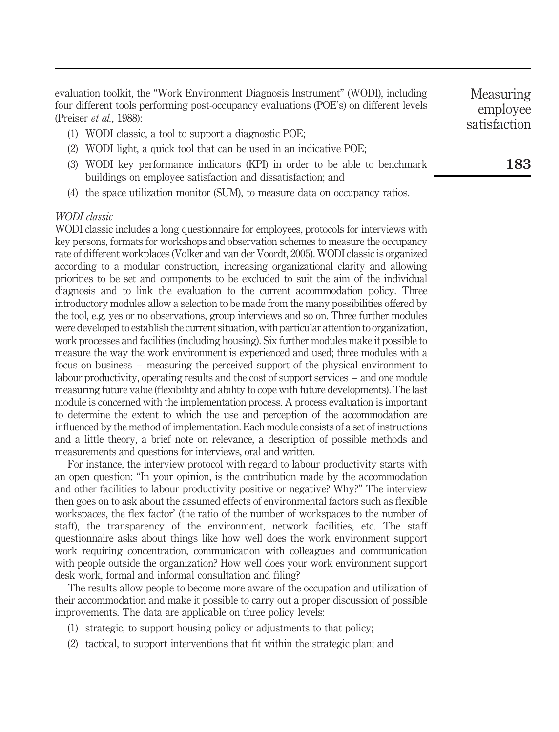evaluation toolkit, the "Work Environment Diagnosis Instrument" (WODI), including four different tools performing post-occupancy evaluations (POE's) on different levels (Preiser *et al.*, 1988):

(1) WODI classic, a tool to support a diagnostic POE;

(2) WODI light, a quick tool that can be used in an indicative POE;

(3) WODI key performance indicators (KPI) in order to be able to benchmark buildings on employee satisfaction and dissatisfaction; and

(4) the space utilization monitor (SUM), to measure data on occupancy ratios.

### *WODI classic*

WODI classic includes a long questionnaire for employees, protocols for interviews with key persons, formats for workshops and observation schemes to measure the occupancy rate of different workplaces (Volker and van der Voordt, 2005). WODI classic is organized according to a modular construction, increasing organizational clarity and allowing priorities to be set and components to be excluded to suit the aim of the individual diagnosis and to link the evaluation to the current accommodation policy. Three introductory modules allow a selection to be made from the many possibilities offered by the tool, e.g. yes or no observations, group interviews and so on. Three further modules were developed to establish the current situation, with particular attention to organization, work processes and facilities (including housing). Six further modules make it possible to measure the way the work environment is experienced and used; three modules with a focus on business – measuring the perceived support of the physical environment to labour productivity, operating results and the cost of support services – and one module measuring future value (flexibility and ability to cope with future developments). The last module is concerned with the implementation process. A process evaluation is important to determine the extent to which the use and perception of the accommodation are influenced by the method of implementation. Each module consists of a set of instructions and a little theory, a brief note on relevance, a description of possible methods and measurements and questions for interviews, oral and written.

For instance, the interview protocol with regard to labour productivity starts with an open question: "In your opinion, is the contribution made by the accommodation and other facilities to labour productivity positive or negative? Why?" The interview then goes on to ask about the assumed effects of environmental factors such as flexible workspaces, the flex factor' (the ratio of the number of workspaces to the number of staff), the transparency of the environment, network facilities, etc. The staff questionnaire asks about things like how well does the work environment support work requiring concentration, communication with colleagues and communication with people outside the organization? How well does your work environment support desk work, formal and informal consultation and filing?

The results allow people to become more aware of the occupation and utilization of their accommodation and make it possible to carry out a proper discussion of possible improvements. The data are applicable on three policy levels:

(1) strategic, to support housing policy or adjustments to that policy;

(2) tactical, to support interventions that fit within the strategic plan; and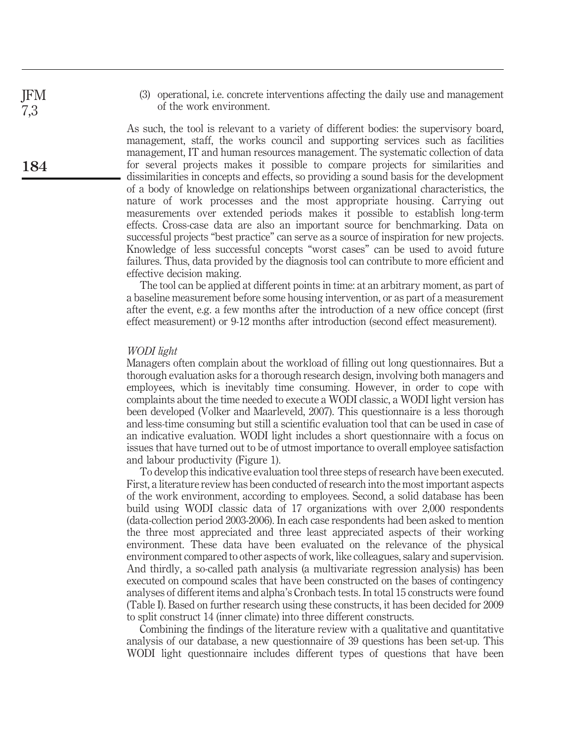(3) operational, i.e. concrete interventions affecting the daily use and management of the work environment.

As such, the tool is relevant to a variety of different bodies: the supervisory board, management, staff, the works council and supporting services such as facilities management, IT and human resources management. The systematic collection of data for several projects makes it possible to compare projects for similarities and dissimilarities in concepts and effects, so providing a sound basis for the development of a body of knowledge on relationships between organizational characteristics, the nature of work processes and the most appropriate housing. Carrying out measurements over extended periods makes it possible to establish long-term effects. Cross-case data are also an important source for benchmarking. Data on successful projects "best practice" can serve as a source of inspiration for new projects. Knowledge of less successful concepts "worst cases" can be used to avoid future failures. Thus, data provided by the diagnosis tool can contribute to more efficient and effective decision making.

The tool can be applied at different points in time: at an arbitrary moment, as part of a baseline measurement before some housing intervention, or as part of a measurement after the event, e.g. a few months after the introduction of a new office concept (first effect measurement) or 9-12 months after introduction (second effect measurement).

### *WODI light*

Managers often complain about the workload of filling out long questionnaires. But a thorough evaluation asks for a thorough research design, involving both managers and employees, which is inevitably time consuming. However, in order to cope with complaints about the time needed to execute a WODI classic, a WODI light version has been developed (Volker and Maarleveld, 2007). This questionnaire is a less thorough and less-time consuming but still a scientific evaluation tool that can be used in case of an indicative evaluation. WODI light includes a short questionnaire with a focus on issues that have turned out to be of utmost importance to overall employee satisfaction and labour productivity (Figure 1).

To develop this indicative evaluation tool three steps of research have been executed. First, a literature review has been conducted of research into the most important aspects of the work environment, according to employees. Second, a solid database has been build using WODI classic data of 17 organizations with over 2,000 respondents (data-collection period 2003-2006). In each case respondents had been asked to mention the three most appreciated and three least appreciated aspects of their working environment. These data have been evaluated on the relevance of the physical environment compared to other aspects of work, like colleagues, salary and supervision. And thirdly, a so-called path analysis (a multivariate regression analysis) has been executed on compound scales that have been constructed on the bases of contingency analyses of different items and alpha's Cronbach tests. In total 15 constructs were found (Table I). Based on further research using these constructs, it has been decided for 2009 to split construct 14 (inner climate) into three different constructs.

Combining the findings of the literature review with a qualitative and quantitative analysis of our database, a new questionnaire of 39 questions has been set-up. This WODI light questionnaire includes different types of questions that have been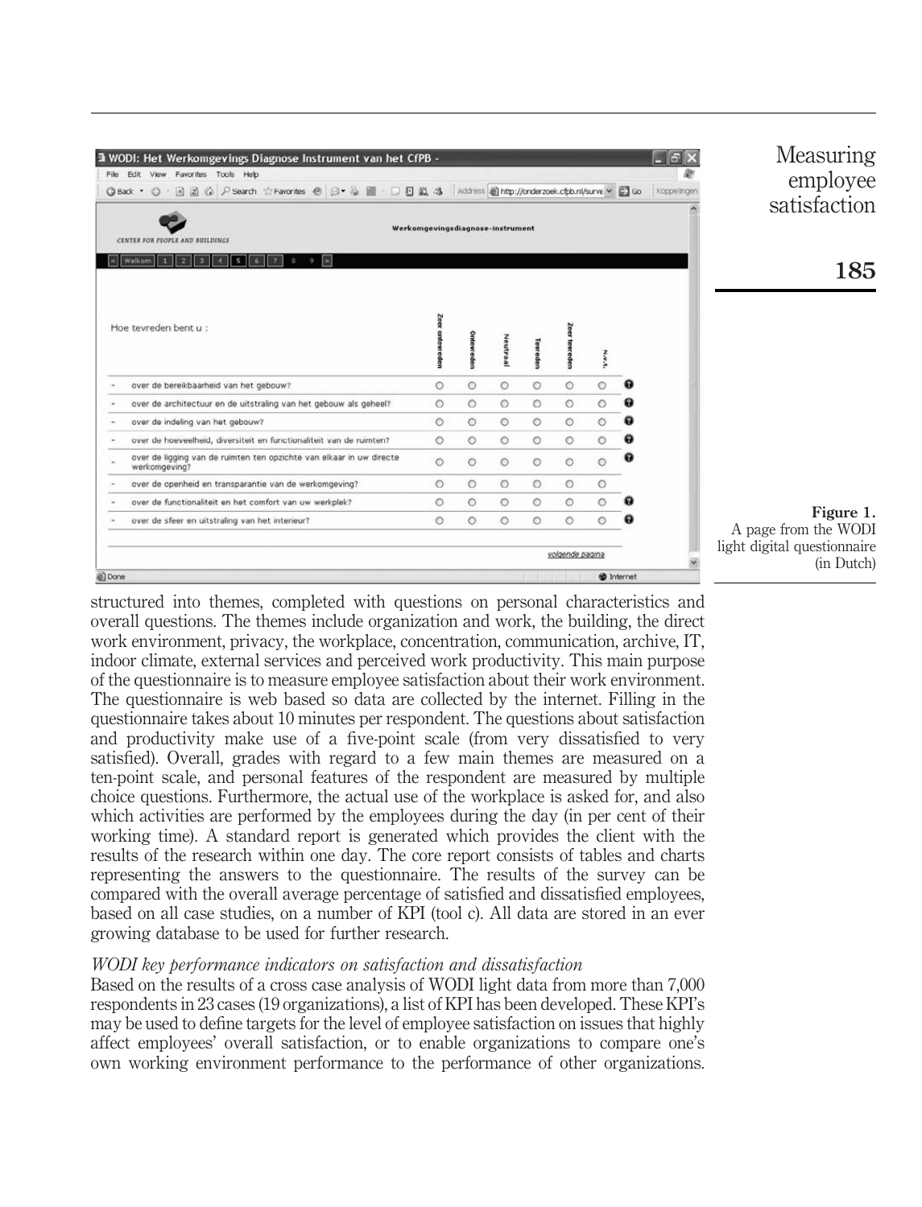Figure 1.
A page from the WODI light digital questionnaire (in Dutch)

structured into themes, completed with questions on personal characteristics and overall questions. The themes include organization and work, the building, the direct work environment, privacy, the workplace, concentration, communication, archive, IT, indoor climate, external services and perceived work productivity. This main purpose of the questionnaire is to measure employee satisfaction about their work environment. The questionnaire is web based so data are collected by the internet. Filling in the questionnaire takes about 10 minutes per respondent. The questions about satisfaction and productivity make use of a five-point scale (from very dissatisfied to very satisfied). Overall, grades with regard to a few main themes are measured on a ten-point scale, and personal features of the respondent are measured by multiple choice questions. Furthermore, the actual use of the workplace is asked for, and also which activities are performed by the employees during the day (in per cent of their working time). A standard report is generated which provides the client with the results of the research within one day. The core report consists of tables and charts representing the answers to the questionnaire. The results of the survey can be compared with the overall average percentage of satisfied and dissatisfied employees, based on all case studies, on a number of KPI (tool c). All data are stored in an ever growing database to be used for further research.

### *WODI key performance indicators on satisfaction and dissatisfaction*

Based on the results of a cross case analysis of WODI light data from more than 7,000 respondents in 23 cases (19 organizations), a list of KPI has been developed. These KPI's may be used to define targets for the level of employee satisfaction on issues that highly affect employees' overall satisfaction, or to enable organizations to compare one's own working environment performance to the performance of other organizations.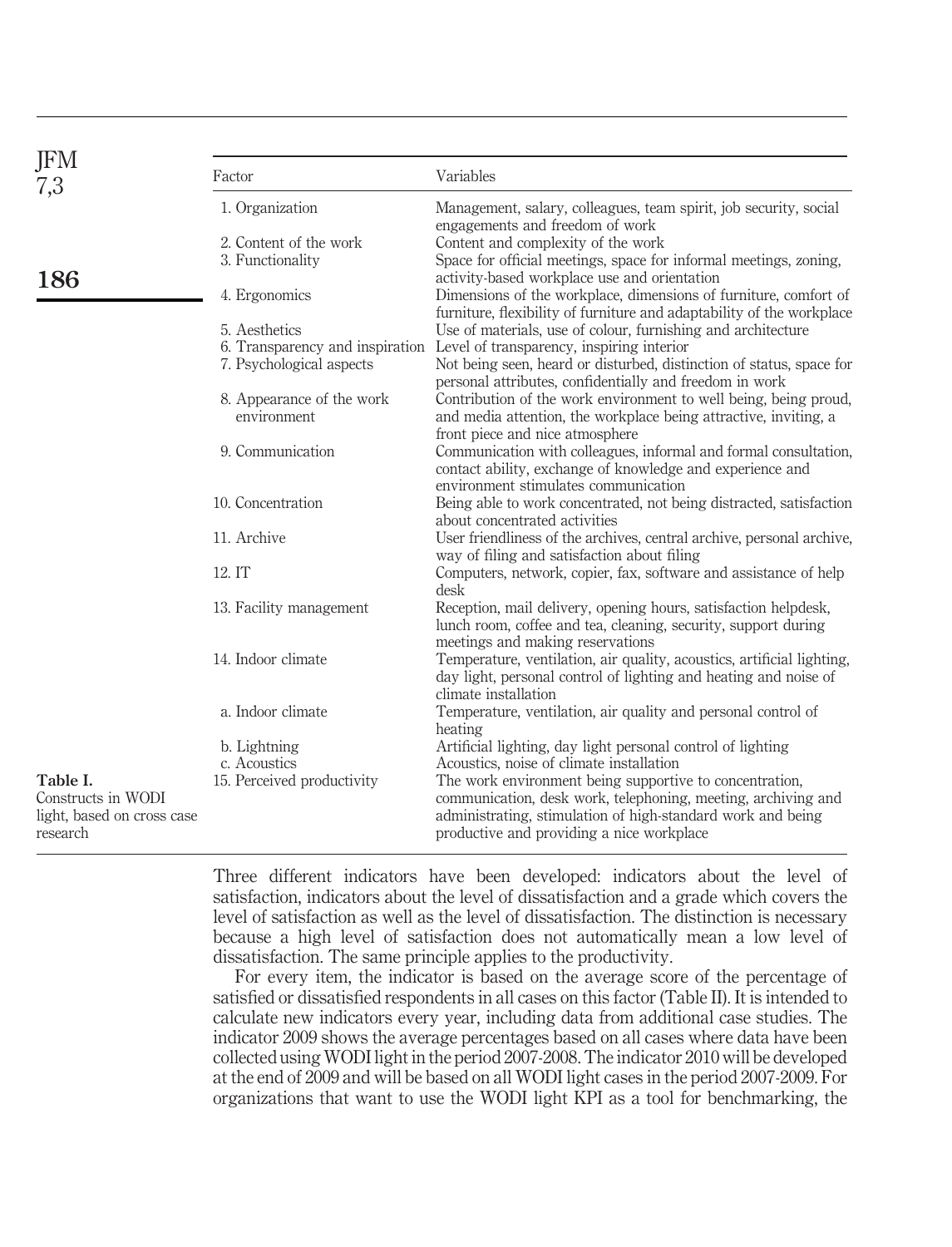| Factor | Variables |
|---|---|
| 1. Organization | Management, salary, colleagues, team spirit, job security, social engagements and freedom of work |
| 2. Content of the work | Content and complexity of the work |
| 3. Functionality | Space for official meetings, space for informal meetings, zoning, activity-based workplace use and orientation |
| 4. Ergonomics | Dimensions of the workplace, dimensions of furniture, comfort of furniture, flexibility of furniture and adaptability of the workplace |
| 5. Aesthetics | Use of materials, use of colour, furnishing and architecture |
| 6. Transparency and inspiration | Level of transparency, inspiring interior |
| 7. Psychological aspects | Not being seen, heard or disturbed, distinction of status, space for personal attributes, confidentially and freedom in work |
| 8. Appearance of the work environment | Contribution of the work environment to well being, being proud, and media attention, the workplace being attractive, inviting, a front piece and nice atmosphere |
| 9. Communication | Communication with colleagues, informal and formal consultation, contact ability, exchange of knowledge and experience and environment stimulates communication |
| 10. Concentration | Being able to work concentrated, not being distracted, satisfaction about concentrated activities |
| 11. Archive | User friendliness of the archives, central archive, personal archive, way of filing and satisfaction about filing |
| 12. IT | Computers, network, copier, fax, software and assistance of help desk |
| 13. Facility management | Reception, mail delivery, opening hours, satisfaction helpdesk, lunch room, coffee and tea, cleaning, security, support during meetings and making reservations |
| 14. Indoor climate | Temperature, ventilation, air quality, acoustics, artificial lighting, day light, personal control of lighting and heating and noise of climate installation |
| a. Indoor climate | Temperature, ventilation, air quality and personal control of heating |
| b. Lightning | Artificial lighting, day light personal control of lighting |
| c. Acoustics | Acoustics, noise of climate installation |
| 15. Perceived productivity | The work environment being supportive to concentration, communication, desk work, telephoning, meeting, archiving and administrating, stimulation of high-standard work and being productive and providing a nice workplace |

**Table I.** Constructs in WODI light, based on cross case research

Three different indicators have been developed: indicators about the level of satisfaction, indicators about the level of dissatisfaction and a grade which covers the level of satisfaction as well as the level of dissatisfaction. The distinction is necessary because a high level of satisfaction does not automatically mean a low level of dissatisfaction. The same principle applies to the productivity.

For every item, the indicator is based on the average score of the percentage of satisfied or dissatisfied respondents in all cases on this factor (Table II). It is intended to calculate new indicators every year, including data from additional case studies. The indicator 2009 shows the average percentages based on all cases where data have been collected using WODI light in the period 2007-2008. The indicator 2010 will be developed at the end of 2009 and will be based on all WODI light cases in the period 2007-2009. For organizations that want to use the WODI light KPI as a tool for benchmarking, the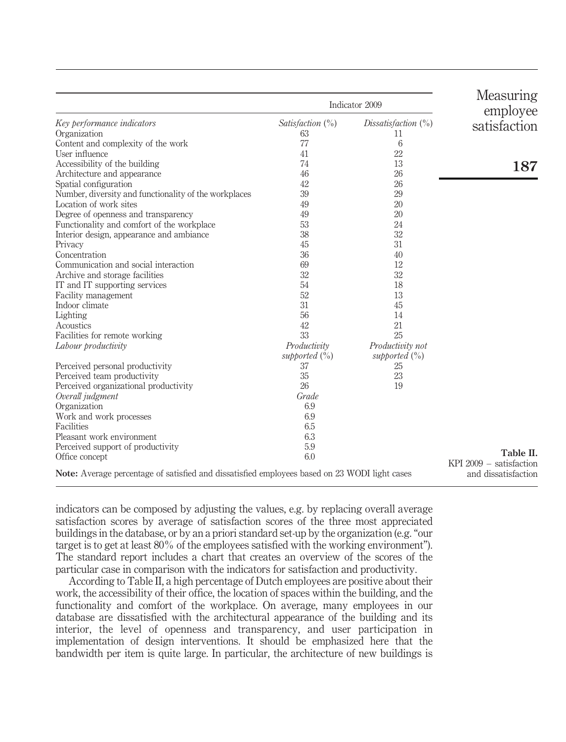Table II. KPI 2009 – satisfaction and dissatisfaction

| | Indicator 2009 | |
|---|---|---|
| *Key performance indicators* | *Satisfaction* (%) | *Dissatisfaction* (%) |
| Organization | 63 | 11 |
| Content and complexity of the work | 77 | 6 |
| User influence | 41 | 22 |
| Accessibility of the building | 74 | 13 |
| Architecture and appearance | 46 | 26 |
| Spatial configuration | 42 | 26 |
| Number, diversity and functionality of the workplaces | 39 | 29 |
| Location of work sites | 49 | 20 |
| Degree of openness and transparency | 49 | 20 |
| Functionality and comfort of the workplace | 53 | 24 |
| Interior design, appearance and ambiance | 38 | 32 |
| Privacy | 45 | 31 |
| Concentration | 36 | 40 |
| Communication and social interaction | 69 | 12 |
| Archive and storage facilities | 32 | 32 |
| IT and IT supporting services | 54 | 18 |
| Facility management | 52 | 13 |
| Indoor climate | 31 | 45 |
| Lighting | 56 | 14 |
| Acoustics | 42 | 21 |
| Facilities for remote working | 33 | 25 |
| *Labour productivity* | *Productivity supported* (%) | *Productivity not supported* (%) |
| Perceived personal productivity | 37 | 25 |
| Perceived team productivity | 35 | 23 |
| Perceived organizational productivity | 26 | 19 |
| *Overall judgment* | *Grade* | |
| Organization | 6.9 | |
| Work and work processes | 6.9 | |
| Facilities | 6.5 | |
| Pleasant work environment | 6.3 | |
| Perceived support of productivity | 5.9 | |
| Office concept | 6.0 | |

**Note:** Average percentage of satisfied and dissatisfied employees based on 23 WODI light cases

indicators can be composed by adjusting the values, e.g. by replacing overall average satisfaction scores by average of satisfaction scores of the three most appreciated buildings in the database, or by an a priori standard set-up by the organization (e.g. "our target is to get at least 80% of the employees satisfied with the working environment"). The standard report includes a chart that creates an overview of the scores of the particular case in comparison with the indicators for satisfaction and productivity.

According to Table II, a high percentage of Dutch employees are positive about their work, the accessibility of their office, the location of spaces within the building, and the functionality and comfort of the workplace. On average, many employees in our database are dissatisfied with the architectural appearance of the building and its interior, the level of openness and transparency, and user participation in implementation of design interventions. It should be emphasized here that the bandwidth per item is quite large. In particular, the architecture of new buildings is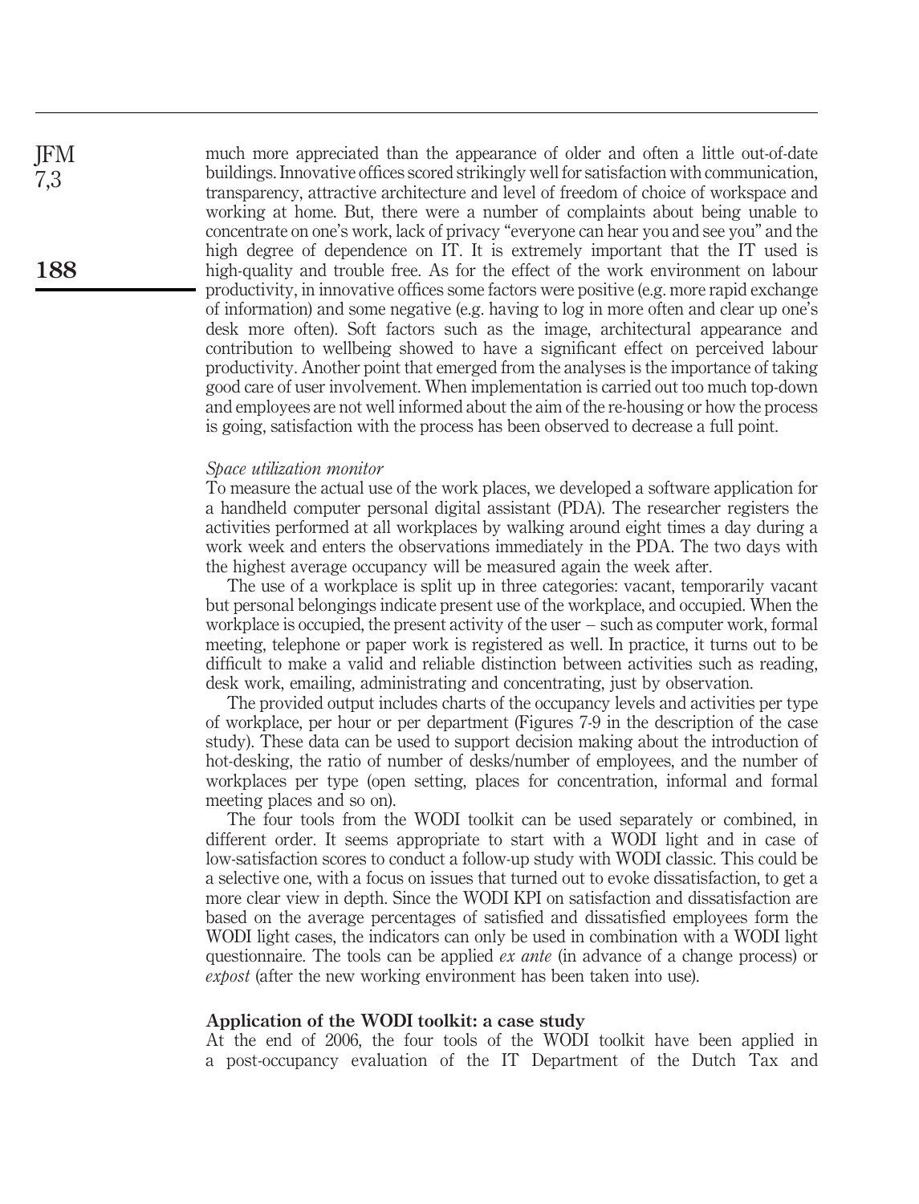much more appreciated than the appearance of older and often a little out-of-date buildings. Innovative offices scored strikingly well for satisfaction with communication, transparency, attractive architecture and level of freedom of choice of workspace and working at home. But, there were a number of complaints about being unable to concentrate on one's work, lack of privacy "everyone can hear you and see you" and the high degree of dependence on IT. It is extremely important that the IT used is high-quality and trouble free. As for the effect of the work environment on labour productivity, in innovative offices some factors were positive (e.g. more rapid exchange of information) and some negative (e.g. having to log in more often and clear up one's desk more often). Soft factors such as the image, architectural appearance and contribution to wellbeing showed to have a significant effect on perceived labour productivity. Another point that emerged from the analyses is the importance of taking good care of user involvement. When implementation is carried out too much top-down and employees are not well informed about the aim of the re-housing or how the process is going, satisfaction with the process has been observed to decrease a full point.

*Space utilization monitor*

To measure the actual use of the work places, we developed a software application for a handheld computer personal digital assistant (PDA). The researcher registers the activities performed at all workplaces by walking around eight times a day during a work week and enters the observations immediately in the PDA. The two days with the highest average occupancy will be measured again the week after.

The use of a workplace is split up in three categories: vacant, temporarily vacant but personal belongings indicate present use of the workplace, and occupied. When the workplace is occupied, the present activity of the user – such as computer work, formal meeting, telephone or paper work is registered as well. In practice, it turns out to be difficult to make a valid and reliable distinction between activities such as reading, desk work, emailing, administrating and concentrating, just by observation.

The provided output includes charts of the occupancy levels and activities per type of workplace, per hour or per department (Figures 7-9 in the description of the case study). These data can be used to support decision making about the introduction of hot-desking, the ratio of number of desks/number of employees, and the number of workplaces per type (open setting, places for concentration, informal and formal meeting places and so on).

The four tools from the WODI toolkit can be used separately or combined, in different order. It seems appropriate to start with a WODI light and in case of low-satisfaction scores to conduct a follow-up study with WODI classic. This could be a selective one, with a focus on issues that turned out to evoke dissatisfaction, to get a more clear view in depth. Since the WODI KPI on satisfaction and dissatisfaction are based on the average percentages of satisfied and dissatisfied employees form the WODI light cases, the indicators can only be used in combination with a WODI light questionnaire. The tools can be applied *ex ante* (in advance of a change process) or *expost* (after the new working environment has been taken into use).

## Application of the WODI toolkit: a case study

At the end of 2006, the four tools of the WODI toolkit have been applied in a post-occupancy evaluation of the IT Department of the Dutch Tax and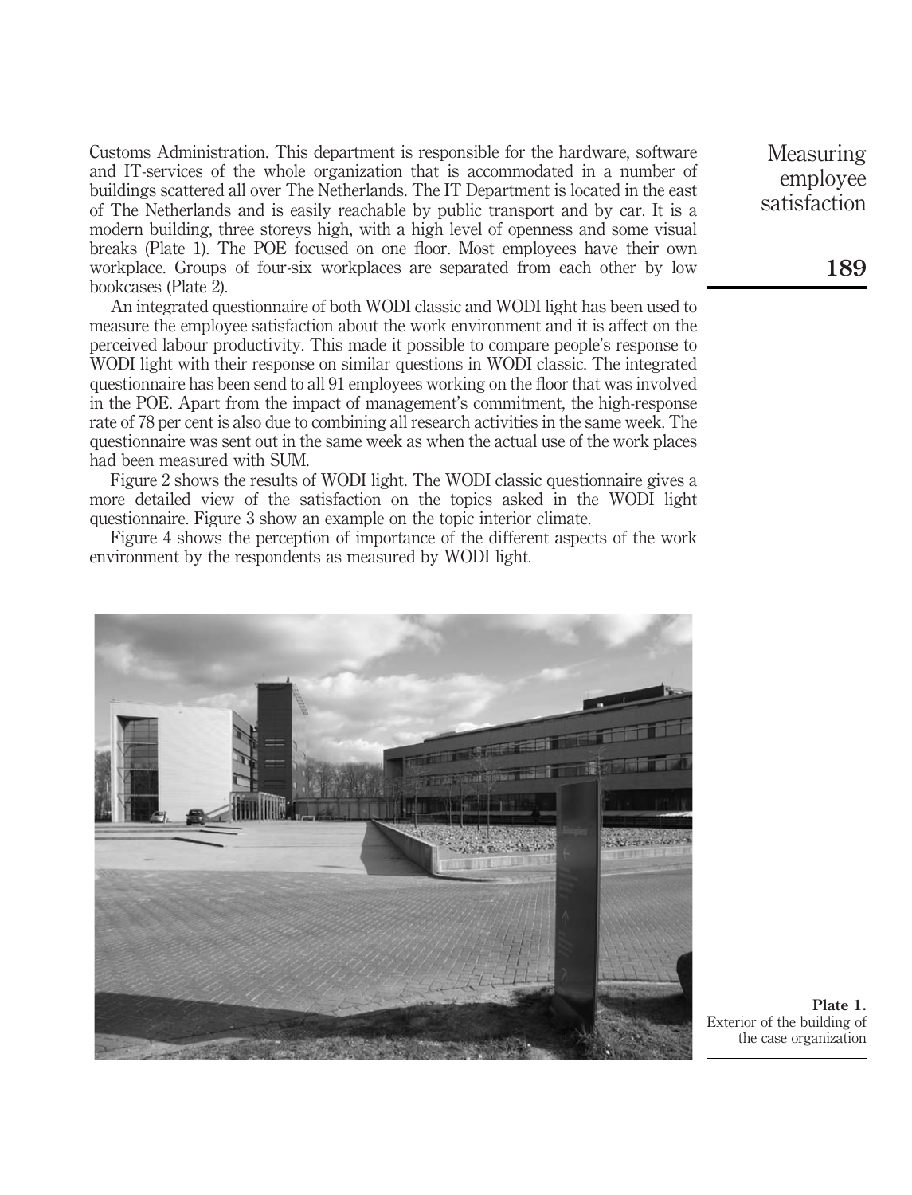Customs Administration. This department is responsible for the hardware, software and IT-services of the whole organization that is accommodated in a number of buildings scattered all over The Netherlands. The IT Department is located in the east of The Netherlands and is easily reachable by public transport and by car. It is a modern building, three storeys high, with a high level of openness and some visual breaks (Plate 1). The POE focused on one floor. Most employees have their own workplace. Groups of four-six workplaces are separated from each other by low bookcases (Plate 2).

An integrated questionnaire of both WODI classic and WODI light has been used to measure the employee satisfaction about the work environment and it is affect on the perceived labour productivity. This made it possible to compare people's response to WODI light with their response on similar questions in WODI classic. The integrated questionnaire has been send to all 91 employees working on the floor that was involved in the POE. Apart from the impact of management's commitment, the high-response rate of 78 per cent is also due to combining all research activities in the same week. The questionnaire was sent out in the same week as when the actual use of the work places had been measured with SUM.

Figure 2 shows the results of WODI light. The WODI classic questionnaire gives a more detailed view of the satisfaction on the topics asked in the WODI light questionnaire. Figure 3 show an example on the topic interior climate.

Figure 4 shows the perception of importance of the different aspects of the work environment by the respondents as measured by WODI light.

**Plate 1.** Exterior of the building of the case organization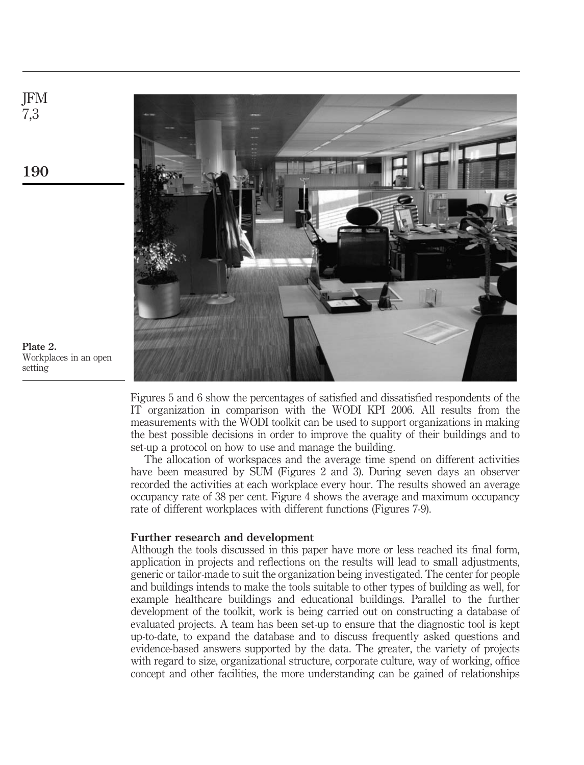**Plate 2.** Workplaces in an open setting

Figures 5 and 6 show the percentages of satisfied and dissatisfied respondents of the IT organization in comparison with the WODI KPI 2006. All results from the measurements with the WODI toolkit can be used to support organizations in making the best possible decisions in order to improve the quality of their buildings and to set-up a protocol on how to use and manage the building.

The allocation of workspaces and the average time spend on different activities have been measured by SUM (Figures 2 and 3). During seven days an observer recorded the activities at each workplace every hour. The results showed an average occupancy rate of 38 per cent. Figure 4 shows the average and maximum occupancy rate of different workplaces with different functions (Figures 7-9).

## Further research and development

Although the tools discussed in this paper have more or less reached its final form, application in projects and reflections on the results will lead to small adjustments, generic or tailor-made to suit the organization being investigated. The center for people and buildings intends to make the tools suitable to other types of building as well, for example healthcare buildings and educational buildings. Parallel to the further development of the toolkit, work is being carried out on constructing a database of evaluated projects. A team has been set-up to ensure that the diagnostic tool is kept up-to-date, to expand the database and to discuss frequently asked questions and evidence-based answers supported by the data. The greater, the variety of projects with regard to size, organizational structure, corporate culture, way of working, office concept and other facilities, the more understanding can be gained of relationships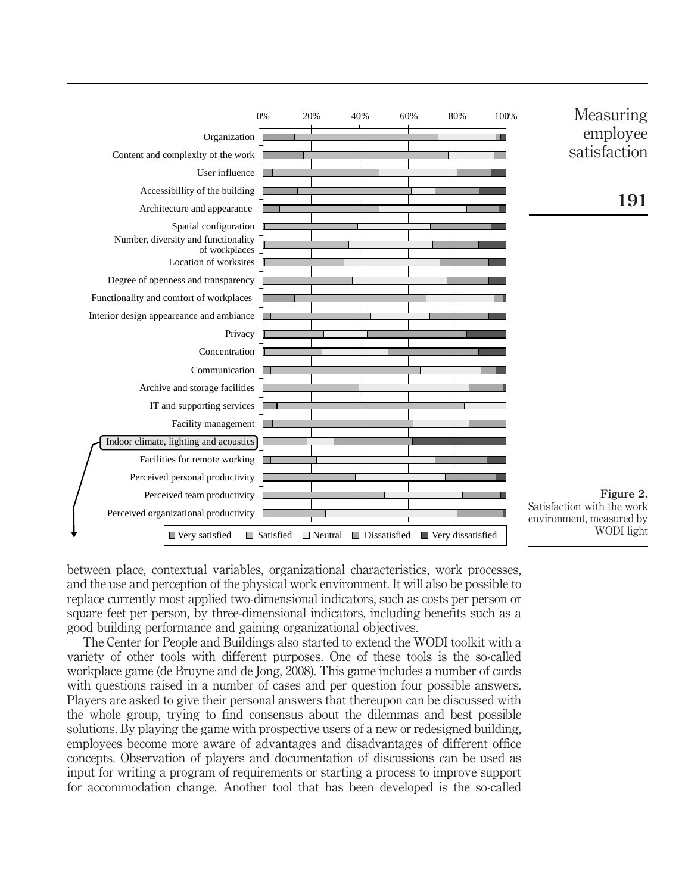Figure 2. Satisfaction with the work environment, measured by WODI light

between place, contextual variables, organizational characteristics, work processes, and the use and perception of the physical work environment. It will also be possible to replace currently most applied two-dimensional indicators, such as costs per person or square feet per person, by three-dimensional indicators, including benefits such as a good building performance and gaining organizational objectives.

The Center for People and Buildings also started to extend the WODI toolkit with a variety of other tools with different purposes. One of these tools is the so-called workplace game (de Bruyne and de Jong, 2008). This game includes a number of cards with questions raised in a number of cases and per question four possible answers. Players are asked to give their personal answers that thereupon can be discussed with the whole group, trying to find consensus about the dilemmas and best possible solutions. By playing the game with prospective users of a new or redesigned building, employees become more aware of advantages and disadvantages of different office concepts. Observation of players and documentation of discussions can be used as input for writing a program of requirements or starting a process to improve support for accommodation change. Another tool that has been developed is the so-called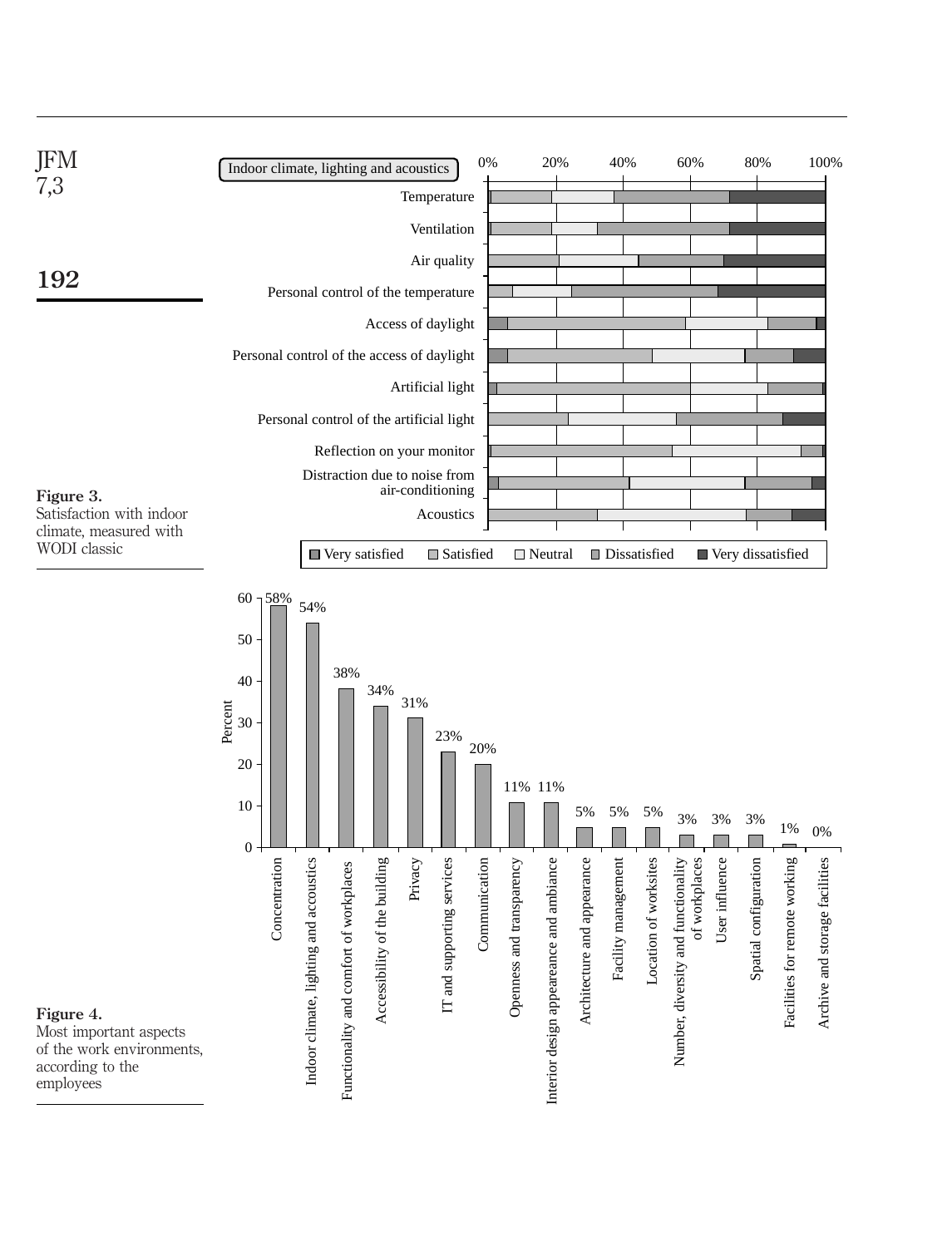**Figure 3.**
Satisfaction with indoor climate, measured with WODI classic

**Figure 4.**
Most important aspects of the work environments, according to the employees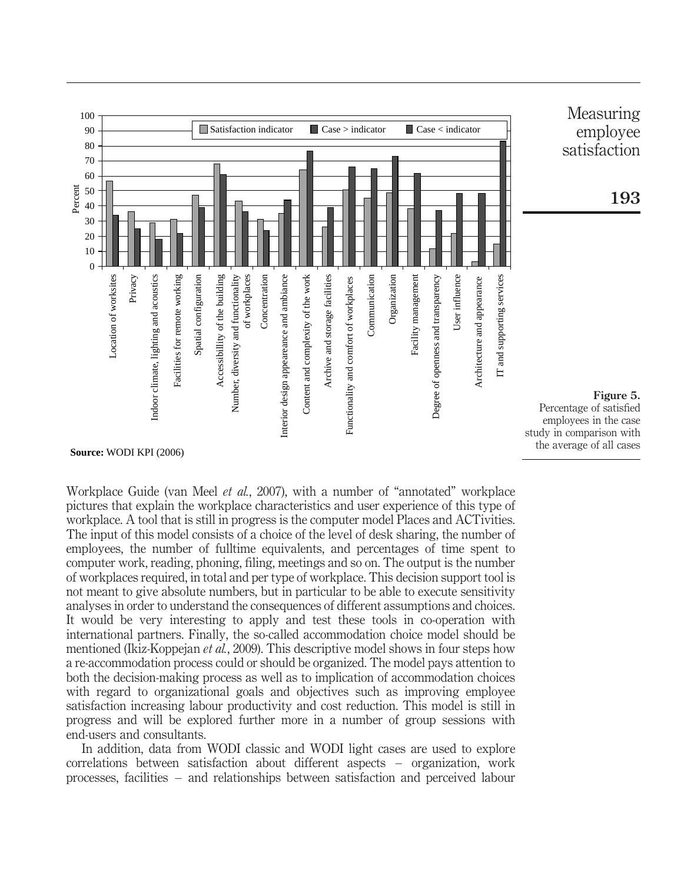Figure 5. Percentage of satisfied employees in the case study in comparison with the average of all cases

**Source:** WODI KPI (2006)

Workplace Guide (van Meel *et al.*, 2007), with a number of "annotated" workplace pictures that explain the workplace characteristics and user experience of this type of workplace. A tool that is still in progress is the computer model Places and ACTivities. The input of this model consists of a choice of the level of desk sharing, the number of employees, the number of fulltime equivalents, and percentages of time spent to computer work, reading, phoning, filing, meetings and so on. The output is the number of workplaces required, in total and per type of workplace. This decision support tool is not meant to give absolute numbers, but in particular to be able to execute sensitivity analyses in order to understand the consequences of different assumptions and choices. It would be very interesting to apply and test these tools in co-operation with international partners. Finally, the so-called accommodation choice model should be mentioned (Ikiz-Koppejan *et al.*, 2009). This descriptive model shows in four steps how a re-accommodation process could or should be organized. The model pays attention to both the decision-making process as well as to implication of accommodation choices with regard to organizational goals and objectives such as improving employee satisfaction increasing labour productivity and cost reduction. This model is still in progress and will be explored further more in a number of group sessions with end-users and consultants.

In addition, data from WODI classic and WODI light cases are used to explore correlations between satisfaction about different aspects – organization, work processes, facilities – and relationships between satisfaction and perceived labour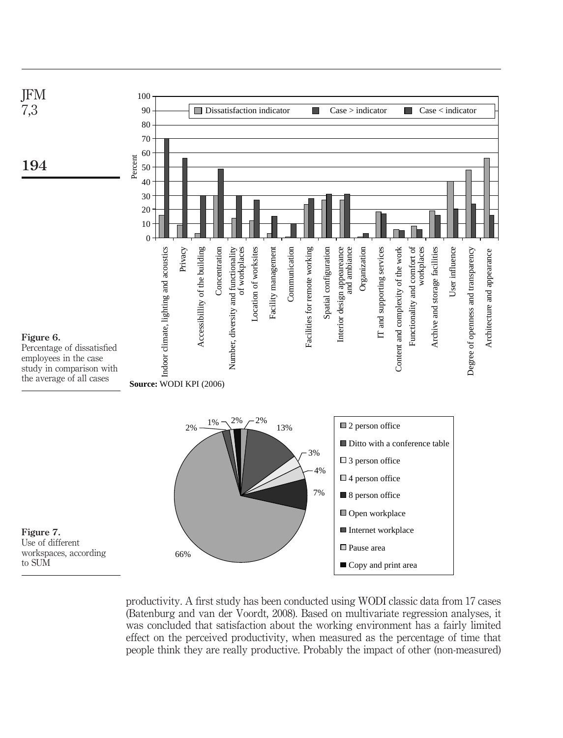Figure 6.
Percentage of dissatisfied employees in the case study in comparison with the average of all cases

**Source:** WODI KPI (2006)

Figure 7.
Use of different workspaces, according to SUM

productivity. A first study has been conducted using WODI classic data from 17 cases (Batenburg and van der Voordt, 2008). Based on multivariate regression analyses, it was concluded that satisfaction about the working environment has a fairly limited effect on the perceived productivity, when measured as the percentage of time that people think they are really productive. Probably the impact of other (non-measured)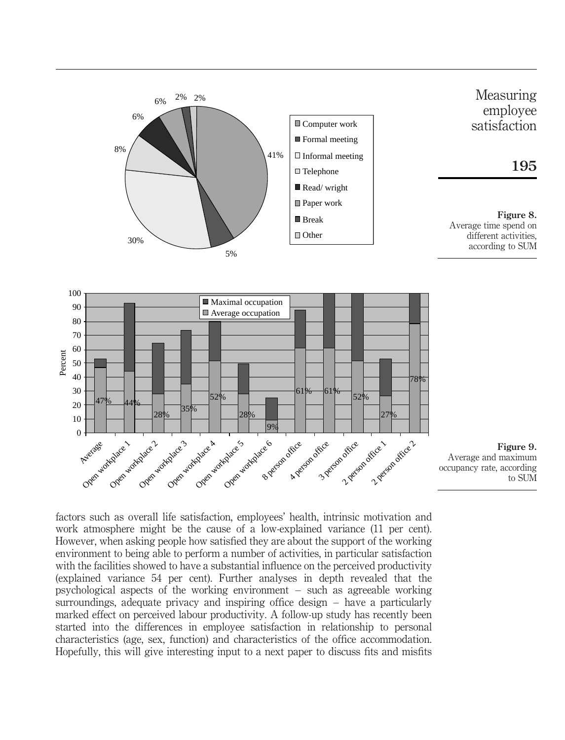Figure 8.
Average time spend on different activities, according to SUM

Figure 9.
Average and maximum occupancy rate, according to SUM

factors such as overall life satisfaction, employees' health, intrinsic motivation and work atmosphere might be the cause of a low-explained variance (11 per cent). However, when asking people how satisfied they are about the support of the working environment to being able to perform a number of activities, in particular satisfaction with the facilities showed to have a substantial influence on the perceived productivity (explained variance 54 per cent). Further analyses in depth revealed that the psychological aspects of the working environment – such as agreeable working surroundings, adequate privacy and inspiring office design – have a particularly marked effect on perceived labour productivity. A follow-up study has recently been started into the differences in employee satisfaction in relationship to personal characteristics (age, sex, function) and characteristics of the office accommodation. Hopefully, this will give interesting input to a next paper to discuss fits and misfits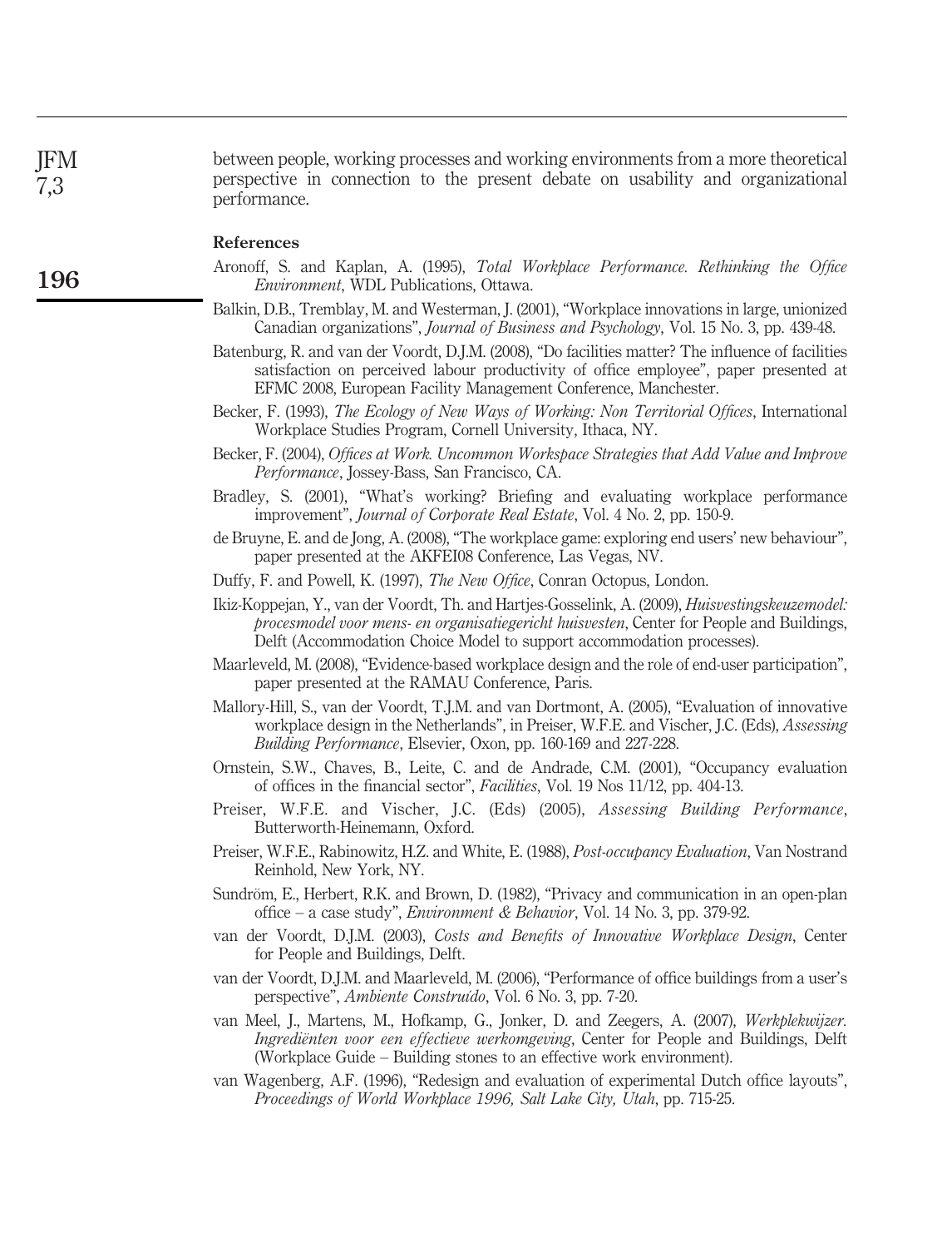between people, working processes and working environments from a more theoretical perspective in connection to the present debate on usability and organizational performance.

## References

Aronoff, S. and Kaplan, A. (1995), *Total Workplace Performance. Rethinking the Office Environment*, WDL Publications, Ottawa.

Balkin, D.B., Tremblay, M. and Westerman, J. (2001), "Workplace innovations in large, unionized Canadian organizations", *Journal of Business and Psychology*, Vol. 15 No. 3, pp. 439-48.

Batenburg, R. and van der Voordt, D.J.M. (2008), "Do facilities matter? The influence of facilities satisfaction on perceived labour productivity of office employee", paper presented at EFMC 2008, European Facility Management Conference, Manchester.

Becker, F. (1993), *The Ecology of New Ways of Working: Non Territorial Offices*, International Workplace Studies Program, Cornell University, Ithaca, NY.

Becker, F. (2004), *Offices at Work. Uncommon Workspace Strategies that Add Value and Improve Performance*, Jossey-Bass, San Francisco, CA.

Bradley, S. (2001), "What's working? Briefing and evaluating workplace performance improvement", *Journal of Corporate Real Estate*, Vol. 4 No. 2, pp. 150-9.

de Bruyne, E. and de Jong, A. (2008), "The workplace game: exploring end users' new behaviour", paper presented at the AKFEI08 Conference, Las Vegas, NV.

Duffy, F. and Powell, K. (1997), *The New Office*, Conran Octopus, London.

Ikiz-Koppejan, Y., van der Voordt, Th. and Hartjes-Gosselink, A. (2009), *Huisvestingskeuzemodel: procesmodel voor mens- en organisatiegericht huisvesten*, Center for People and Buildings, Delft (Accommodation Choice Model to support accommodation processes).

Maarleveld, M. (2008), "Evidence-based workplace design and the role of end-user participation", paper presented at the RAMAU Conference, Paris.

Mallory-Hill, S., van der Voordt, T.J.M. and van Dortmont, A. (2005), "Evaluation of innovative workplace design in the Netherlands", in Preiser, W.F.E. and Vischer, J.C. (Eds), *Assessing Building Performance*, Elsevier, Oxon, pp. 160-169 and 227-228.

Ornstein, S.W., Chaves, B., Leite, C. and de Andrade, C.M. (2001), "Occupancy evaluation of offices in the financial sector", *Facilities*, Vol. 19 Nos 11/12, pp. 404-13.

Preiser, W.F.E. and Vischer, J.C. (Eds) (2005), *Assessing Building Performance*, Butterworth-Heinemann, Oxford.

Preiser, W.F.E., Rabinowitz, H.Z. and White, E. (1988), *Post-occupancy Evaluation*, Van Nostrand Reinhold, New York, NY.

Sundröm, E., Herbert, R.K. and Brown, D. (1982), "Privacy and communication in an open-plan office – a case study", *Environment & Behavior*, Vol. 14 No. 3, pp. 379-92.

van der Voordt, D.J.M. (2003), *Costs and Benefits of Innovative Workplace Design*, Center for People and Buildings, Delft.

van der Voordt, D.J.M. and Maarleveld, M. (2006), "Performance of office buildings from a user's perspective", *Ambiente Construído*, Vol. 6 No. 3, pp. 7-20.

van Meel, J., Martens, M., Hofkamp, G., Jonker, D. and Zeegers, A. (2007), *Werkplekwijzer. Ingrediënten voor een effectieve werkomgeving*, Center for People and Buildings, Delft (Workplace Guide – Building stones to an effective work environment).

van Wagenberg, A.F. (1996), "Redesign and evaluation of experimental Dutch office layouts", *Proceedings of World Workplace 1996, Salt Lake City, Utah*, pp. 715-25.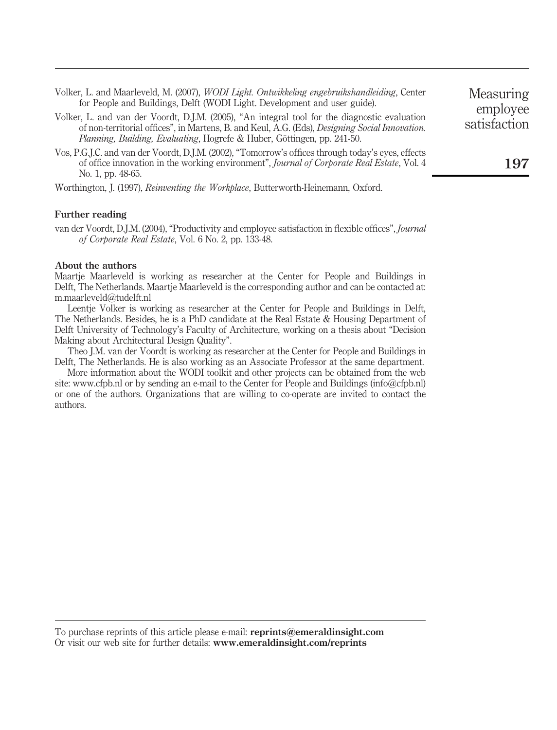Volker, L. and Maarleveld, M. (2007), *WODI Light. Ontwikkeling engebruikshandleiding*, Center for People and Buildings, Delft (WODI Light. Development and user guide).

Volker, L. and van der Voordt, D.J.M. (2005), "An integral tool for the diagnostic evaluation of non-territorial offices", in Martens, B. and Keul, A.G. (Eds), *Designing Social Innovation. Planning, Building, Evaluating*, Hogrefe & Huber, Göttingen, pp. 241-50.

Vos, P.G.J.C. and van der Voordt, D.J.M. (2002), "Tomorrow's offices through today's eyes, effects of office innovation in the working environment", *Journal of Corporate Real Estate*, Vol. 4 No. 1, pp. 48-65.

Worthington, J. (1997), *Reinventing the Workplace*, Butterworth-Heinemann, Oxford.

### Further reading

van der Voordt, D.J.M. (2004), "Productivity and employee satisfaction in flexible offices", *Journal of Corporate Real Estate*, Vol. 6 No. 2, pp. 133-48.

### About the authors

Maartje Maarleveld is working as researcher at the Center for People and Buildings in Delft, The Netherlands. Maartje Maarleveld is the corresponding author and can be contacted at: m.maarleveld@tudelft.nl

Leentje Volker is working as researcher at the Center for People and Buildings in Delft, The Netherlands. Besides, he is a PhD candidate at the Real Estate & Housing Department of Delft University of Technology's Faculty of Architecture, working on a thesis about "Decision Making about Architectural Design Quality".

Theo J.M. van der Voordt is working as researcher at the Center for People and Buildings in Delft, The Netherlands. He is also working as an Associate Professor at the same department.

More information about the WODI toolkit and other projects can be obtained from the web site: www.cfpb.nl or by sending an e-mail to the Center for People and Buildings (info@cfpb.nl) or one of the authors. Organizations that are willing to co-operate are invited to contact the authors.

To purchase reprints of this article please e-mail: **reprints@emeraldinsight.com**
Or visit our web site for further details: **www.emeraldinsight.com/reprints**